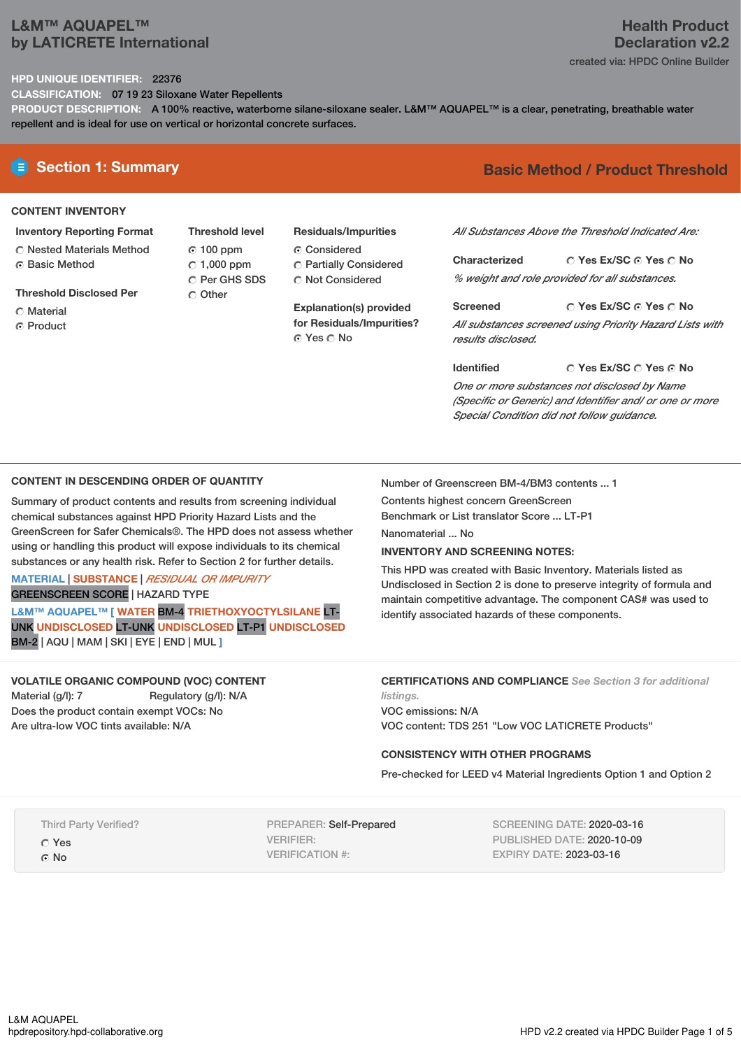# L&M™ AQUAPEL™
by LATICRETE International

**Health Product Declaration v2.2**
created via: HPDC Online Builder

**HPD UNIQUE IDENTIFIER:** 22376
**CLASSIFICATION:** 07 19 23 Siloxane Water Repellents
**PRODUCT DESCRIPTION:** A 100% reactive, waterborne silane-siloxane sealer. L&M™ AQUAPEL™ is a clear, penetrating, breathable water repellent and is ideal for use on vertical or horizontal concrete surfaces.

## Section 1: Summary

**Basic Method / Product Threshold**

### CONTENT INVENTORY

**Inventory Reporting Format**
- ○ Nested Materials Method
- ◉ Basic Method

**Threshold Disclosed Per**
- ○ Material
- ◉ Product

**Threshold level**
- ◉ 100 ppm
- ○ 1,000 ppm
- ○ Per GHS SDS
- ○ Other

**Residuals/Impurities**
- ◉ Considered
- ○ Partially Considered
- ○ Not Considered

**Explanation(s) provided for Residuals/Impurities?**
◉ Yes ○ No

*All Substances Above the Threshold Indicated Are:*

**Characterized** ○ Yes Ex/SC ◉ Yes ○ No
*% weight and role provided for all substances.*

**Screened** ○ Yes Ex/SC ◉ Yes ○ No
*All substances screened using Priority Hazard Lists with results disclosed.*

**Identified** ○ Yes Ex/SC ○ Yes ◉ No
*One or more substances not disclosed by Name (Specific or Generic) and Identifier and/ or one or more Special Condition did not follow guidance.*

### CONTENT IN DESCENDING ORDER OF QUANTITY

Summary of product contents and results from screening individual chemical substances against HPD Priority Hazard Lists and the GreenScreen for Safer Chemicals®. The HPD does not assess whether using or handling this product will expose individuals to its chemical substances or any health risk. Refer to Section 2 for further details.

MATERIAL | SUBSTANCE | *RESIDUAL OR IMPURITY*
GREENSCREEN SCORE | HAZARD TYPE

L&M™ AQUAPEL™ [ WATER BM-4 TRIETHOXYOCTYLSILANE LT-UNK UNDISCLOSED LT-UNK UNDISCLOSED LT-P1 UNDISCLOSED BM-2 | AQU | MAM | SKI | EYE | END | MUL ]

Number of Greenscreen BM-4/BM3 contents ... 1

Contents highest concern GreenScreen Benchmark or List translator Score ... LT-P1

Nanomaterial ... No

**INVENTORY AND SCREENING NOTES:**

This HPD was created with Basic Inventory. Materials listed as Undisclosed in Section 2 is done to preserve integrity of formula and maintain competitive advantage. The component CAS# was used to identify associated hazards of these components.

### VOLATILE ORGANIC COMPOUND (VOC) CONTENT

Material (g/l): 7 Regulatory (g/l): N/A
Does the product contain exempt VOCs: No
Are ultra-low VOC tints available: N/A

### CERTIFICATIONS AND COMPLIANCE

*See Section 3 for additional listings.*

VOC emissions: N/A
VOC content: TDS 251 "Low VOC LATICRETE Products"

### CONSISTENCY WITH OTHER PROGRAMS

Pre-checked for LEED v4 Material Ingredients Option 1 and Option 2

Third Party Verified?
- ○ Yes
- ◉ No

PREPARER: Self-Prepared
VERIFIER:
VERIFICATION #:

SCREENING DATE: 2020-03-16
PUBLISHED DATE: 2020-10-09
EXPIRY DATE: 2023-03-16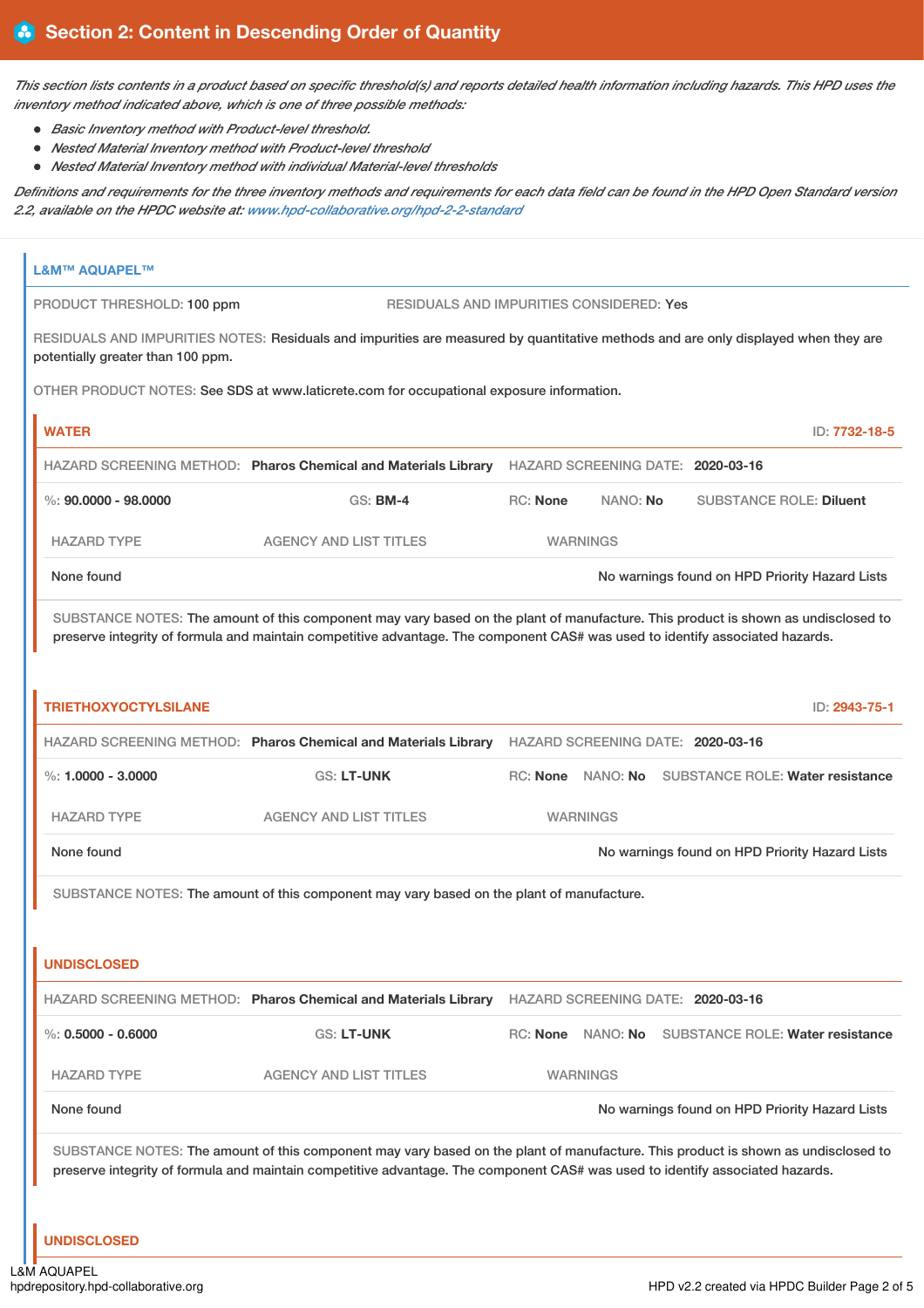## Section 2: Content in Descending Order of Quantity

*This section lists contents in a product based on specific threshold(s) and reports detailed health information including hazards. This HPD uses the inventory method indicated above, which is one of three possible methods:*

- *Basic Inventory method with Product-level threshold.*
- *Nested Material Inventory method with Product-level threshold*
- *Nested Material Inventory method with individual Material-level thresholds*

*Definitions and requirements for the three inventory methods and requirements for each data field can be found in the HPD Open Standard version 2.2, available on the HPDC website at: www.hpd-collaborative.org/hpd-2-2-standard*

### L&M™ AQUAPEL™

PRODUCT THRESHOLD: 100 ppm

RESIDUALS AND IMPURITIES CONSIDERED: Yes

RESIDUALS AND IMPURITIES NOTES: Residuals and impurities are measured by quantitative methods and are only displayed when they are potentially greater than 100 ppm.

OTHER PRODUCT NOTES: See SDS at www.laticrete.com for occupational exposure information.

#### WATER

ID: 7732-18-5

HAZARD SCREENING METHOD: **Pharos Chemical and Materials Library** HAZARD SCREENING DATE: **2020-03-16**

%: **90.0000 - 98.0000** GS: **BM-4** RC: **None** NANO: **No** SUBSTANCE ROLE: **Diluent**

| HAZARD TYPE | AGENCY AND LIST TITLES | WARNINGS |
|---|---|---|
| None found | | No warnings found on HPD Priority Hazard Lists |

SUBSTANCE NOTES: The amount of this component may vary based on the plant of manufacture. This product is shown as undisclosed to preserve integrity of formula and maintain competitive advantage. The component CAS# was used to identify associated hazards.

#### TRIETHOXYOCTYLSILANE

ID: 2943-75-1

HAZARD SCREENING METHOD: **Pharos Chemical and Materials Library** HAZARD SCREENING DATE: **2020-03-16**

%: **1.0000 - 3.0000** GS: **LT-UNK** RC: **None** NANO: **No** SUBSTANCE ROLE: **Water resistance**

| HAZARD TYPE | AGENCY AND LIST TITLES | WARNINGS |
|---|---|---|
| None found | | No warnings found on HPD Priority Hazard Lists |

SUBSTANCE NOTES: The amount of this component may vary based on the plant of manufacture.

#### UNDISCLOSED

HAZARD SCREENING METHOD: **Pharos Chemical and Materials Library** HAZARD SCREENING DATE: **2020-03-16**

%: **0.5000 - 0.6000** GS: **LT-UNK** RC: **None** NANO: **No** SUBSTANCE ROLE: **Water resistance**

| HAZARD TYPE | AGENCY AND LIST TITLES | WARNINGS |
|---|---|---|
| None found | | No warnings found on HPD Priority Hazard Lists |

SUBSTANCE NOTES: The amount of this component may vary based on the plant of manufacture. This product is shown as undisclosed to preserve integrity of formula and maintain competitive advantage. The component CAS# was used to identify associated hazards.

#### UNDISCLOSED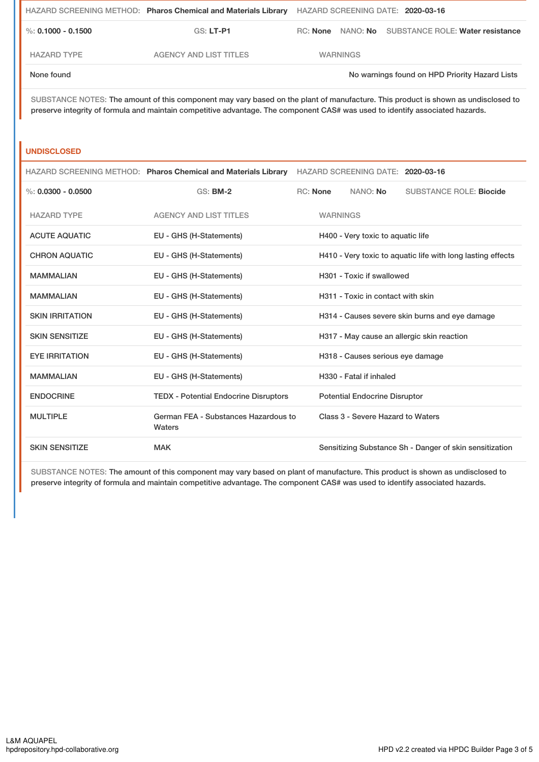HAZARD SCREENING METHOD: **Pharos Chemical and Materials Library** HAZARD SCREENING DATE: **2020-03-16**

%: **0.1000 - 0.1500** GS: **LT-P1** RC: **None** NANO: **No** SUBSTANCE ROLE: **Water resistance**

| HAZARD TYPE | AGENCY AND LIST TITLES | WARNINGS |
|---|---|---|
| None found | | No warnings found on HPD Priority Hazard Lists |

SUBSTANCE NOTES: The amount of this component may vary based on the plant of manufacture. This product is shown as undisclosed to preserve integrity of formula and maintain competitive advantage. The component CAS# was used to identify associated hazards.

## UNDISCLOSED

HAZARD SCREENING METHOD: **Pharos Chemical and Materials Library** HAZARD SCREENING DATE: **2020-03-16**

%: **0.0300 - 0.0500** GS: **BM-2** RC: **None** NANO: **No** SUBSTANCE ROLE: **Biocide**

| HAZARD TYPE | AGENCY AND LIST TITLES | WARNINGS |
|---|---|---|
| ACUTE AQUATIC | EU - GHS (H-Statements) | H400 - Very toxic to aquatic life |
| CHRON AQUATIC | EU - GHS (H-Statements) | H410 - Very toxic to aquatic life with long lasting effects |
| MAMMALIAN | EU - GHS (H-Statements) | H301 - Toxic if swallowed |
| MAMMALIAN | EU - GHS (H-Statements) | H311 - Toxic in contact with skin |
| SKIN IRRITATION | EU - GHS (H-Statements) | H314 - Causes severe skin burns and eye damage |
| SKIN SENSITIZE | EU - GHS (H-Statements) | H317 - May cause an allergic skin reaction |
| EYE IRRITATION | EU - GHS (H-Statements) | H318 - Causes serious eye damage |
| MAMMALIAN | EU - GHS (H-Statements) | H330 - Fatal if inhaled |
| ENDOCRINE | TEDX - Potential Endocrine Disruptors | Potential Endocrine Disruptor |
| MULTIPLE | German FEA - Substances Hazardous to Waters | Class 3 - Severe Hazard to Waters |
| SKIN SENSITIZE | MAK | Sensitizing Substance Sh - Danger of skin sensitization |

SUBSTANCE NOTES: The amount of this component may vary based on plant of manufacture. This product is shown as undisclosed to preserve integrity of formula and maintain competitive advantage. The component CAS# was used to identify associated hazards.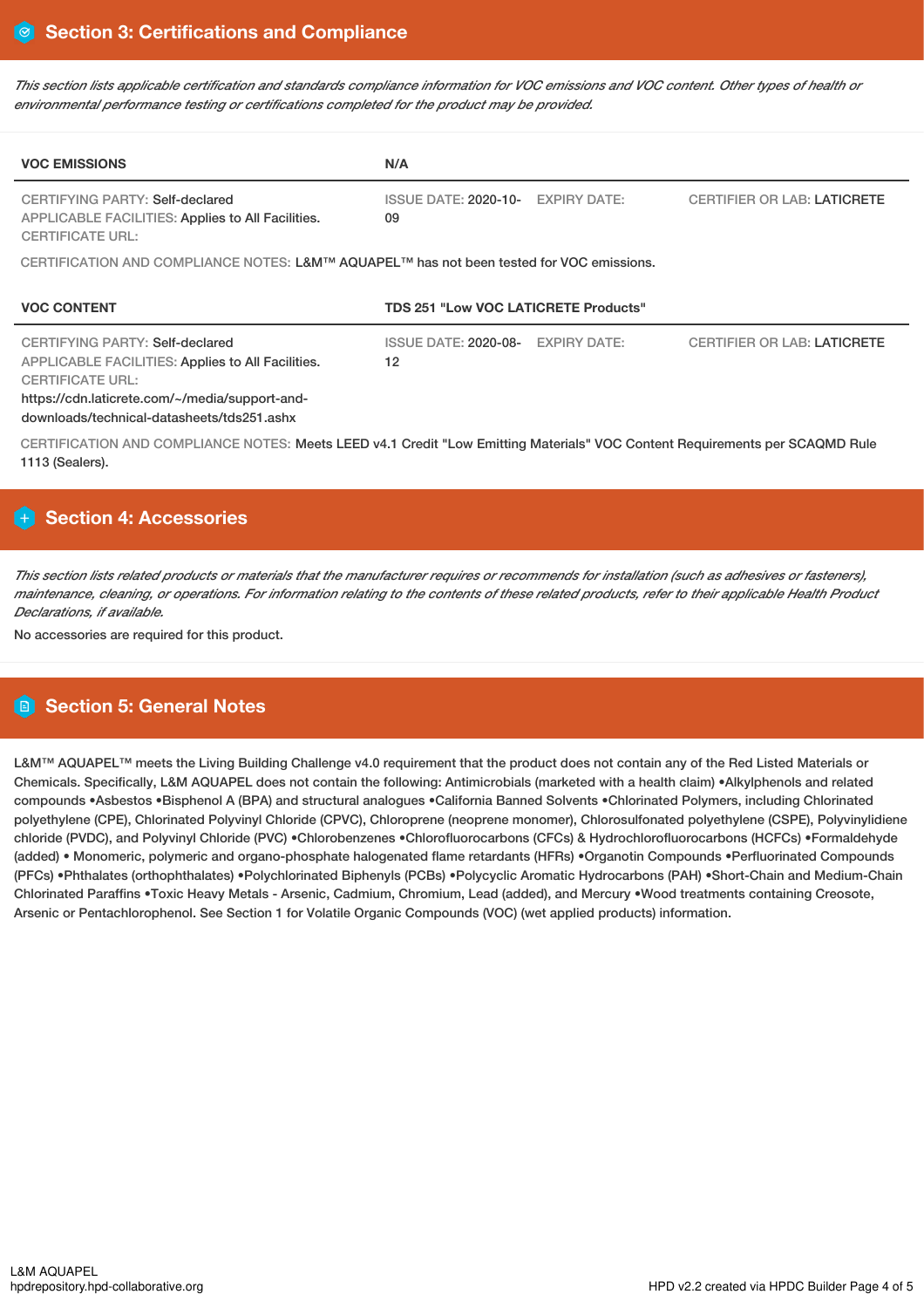## Section 3: Certifications and Compliance

*This section lists applicable certification and standards compliance information for VOC emissions and VOC content. Other types of health or environmental performance testing or certifications completed for the product may be provided.*

| VOC EMISSIONS | N/A | | |
|---|---|---|---|
| CERTIFYING PARTY: Self-declared<br>APPLICABLE FACILITIES: Applies to All Facilities.<br>CERTIFICATE URL: | ISSUE DATE: 2020-10-09 | EXPIRY DATE: | CERTIFIER OR LAB: LATICRETE |

CERTIFICATION AND COMPLIANCE NOTES: L&M™ AQUAPEL™ has not been tested for VOC emissions.

| VOC CONTENT | TDS 251 "Low VOC LATICRETE Products" | | |
|---|---|---|---|
| CERTIFYING PARTY: Self-declared<br>APPLICABLE FACILITIES: Applies to All Facilities.<br>CERTIFICATE URL:<br>https://cdn.laticrete.com/~/media/support-and-downloads/technical-datasheets/tds251.ashx | ISSUE DATE: 2020-08-12 | EXPIRY DATE: | CERTIFIER OR LAB: LATICRETE |

CERTIFICATION AND COMPLIANCE NOTES: Meets LEED v4.1 Credit "Low Emitting Materials" VOC Content Requirements per SCAQMD Rule 1113 (Sealers).

## Section 4: Accessories

*This section lists related products or materials that the manufacturer requires or recommends for installation (such as adhesives or fasteners), maintenance, cleaning, or operations. For information relating to the contents of these related products, refer to their applicable Health Product Declarations, if available.*

No accessories are required for this product.

## Section 5: General Notes

L&M™ AQUAPEL™ meets the Living Building Challenge v4.0 requirement that the product does not contain any of the Red Listed Materials or Chemicals. Specifically, L&M AQUAPEL does not contain the following: Antimicrobials (marketed with a health claim) •Alkylphenols and related compounds •Asbestos •Bisphenol A (BPA) and structural analogues •California Banned Solvents •Chlorinated Polymers, including Chlorinated polyethylene (CPE), Chlorinated Polyvinyl Chloride (CPVC), Chloroprene (neoprene monomer), Chlorosulfonated polyethylene (CSPE), Polyvinylidiene chloride (PVDC), and Polyvinyl Chloride (PVC) •Chlorobenzenes •Chlorofluorocarbons (CFCs) & Hydrochlorofluorocarbons (HCFCs) •Formaldehyde (added) • Monomeric, polymeric and organo-phosphate halogenated flame retardants (HFRs) •Organotin Compounds •Perfluorinated Compounds (PFCs) •Phthalates (orthophthalates) •Polychlorinated Biphenyls (PCBs) •Polycyclic Aromatic Hydrocarbons (PAH) •Short-Chain and Medium-Chain Chlorinated Paraffins •Toxic Heavy Metals - Arsenic, Cadmium, Chromium, Lead (added), and Mercury •Wood treatments containing Creosote, Arsenic or Pentachlorophenol. See Section 1 for Volatile Organic Compounds (VOC) (wet applied products) information.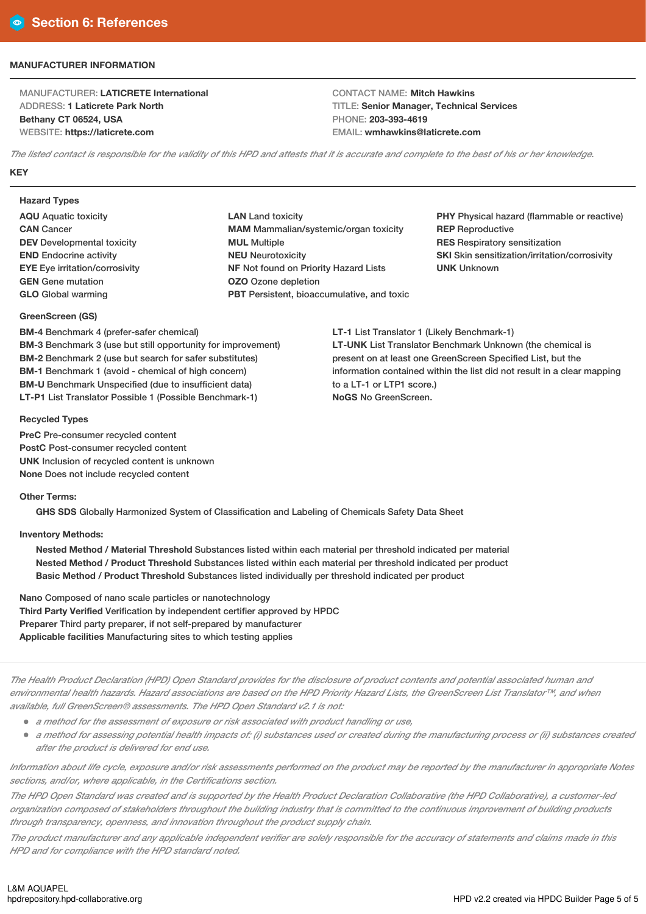## Section 6: References

### MANUFACTURER INFORMATION

MANUFACTURER: **LATICRETE International**
ADDRESS: **1 Laticrete Park North**
**Bethany CT 06524, USA**
WEBSITE: **https://laticrete.com**

CONTACT NAME: **Mitch Hawkins**
TITLE: **Senior Manager, Technical Services**
PHONE: **203-393-4619**
EMAIL: **wmhawkins@laticrete.com**

*The listed contact is responsible for the validity of this HPD and attests that it is accurate and complete to the best of his or her knowledge.*

### KEY

**Hazard Types**

**AQU** Aquatic toxicity
**CAN** Cancer
**DEV** Developmental toxicity
**END** Endocrine activity
**EYE** Eye irritation/corrosivity
**GEN** Gene mutation
**GLO** Global warming
**LAN** Land toxicity
**MAM** Mammalian/systemic/organ toxicity
**MUL** Multiple
**NEU** Neurotoxicity
**NF** Not found on Priority Hazard Lists
**OZO** Ozone depletion
**PBT** Persistent, bioaccumulative, and toxic
**PHY** Physical hazard (flammable or reactive)
**REP** Reproductive
**RES** Respiratory sensitization
**SKI** Skin sensitization/irritation/corrosivity
**UNK** Unknown

**GreenScreen (GS)**

**BM-4** Benchmark 4 (prefer-safer chemical)
**BM-3** Benchmark 3 (use but still opportunity for improvement)
**BM-2** Benchmark 2 (use but search for safer substitutes)
**BM-1** Benchmark 1 (avoid - chemical of high concern)
**BM-U** Benchmark Unspecified (due to insufficient data)
**LT-P1** List Translator Possible 1 (Possible Benchmark-1)
**LT-1** List Translator 1 (Likely Benchmark-1)
**LT-UNK** List Translator Benchmark Unknown (the chemical is present on at least one GreenScreen Specified List, but the information contained within the list did not result in a clear mapping to a LT-1 or LTP1 score.)
**NoGS** No GreenScreen.

**Recycled Types**

**PreC** Pre-consumer recycled content
**PostC** Post-consumer recycled content
**UNK** Inclusion of recycled content is unknown
**None** Does not include recycled content

**Other Terms:**

**GHS SDS** Globally Harmonized System of Classification and Labeling of Chemicals Safety Data Sheet

**Inventory Methods:**

**Nested Method / Material Threshold** Substances listed within each material per threshold indicated per material
**Nested Method / Product Threshold** Substances listed within each material per threshold indicated per product
**Basic Method / Product Threshold** Substances listed individually per threshold indicated per product

**Nano** Composed of nano scale particles or nanotechnology
**Third Party Verified** Verification by independent certifier approved by HPDC
**Preparer** Third party preparer, if not self-prepared by manufacturer
**Applicable facilities** Manufacturing sites to which testing applies

*The Health Product Declaration (HPD) Open Standard provides for the disclosure of product contents and potential associated human and environmental health hazards. Hazard associations are based on the HPD Priority Hazard Lists, the GreenScreen List Translator™, and when available, full GreenScreen® assessments. The HPD Open Standard v2.1 is not:*

- *a method for the assessment of exposure or risk associated with product handling or use,*
- *a method for assessing potential health impacts of: (i) substances used or created during the manufacturing process or (ii) substances created after the product is delivered for end use.*

*Information about life cycle, exposure and/or risk assessments performed on the product may be reported by the manufacturer in appropriate Notes sections, and/or, where applicable, in the Certifications section.*

*The HPD Open Standard was created and is supported by the Health Product Declaration Collaborative (the HPD Collaborative), a customer-led organization composed of stakeholders throughout the building industry that is committed to the continuous improvement of building products through transparency, openness, and innovation throughout the product supply chain.*

*The product manufacturer and any applicable independent verifier are solely responsible for the accuracy of statements and claims made in this HPD and for compliance with the HPD standard noted.*